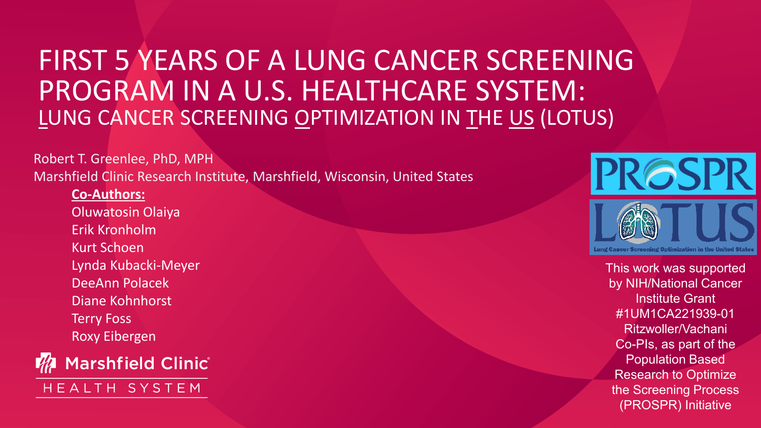# FIRST 5 YEARS OF A LUNG CANCER SCREENING PROGRAM IN A U.S. HEALTHCARE SYSTEM: LUNG CANCER SCREENING OPTIMIZATION IN THE US (LOTUS)

Robert T. Greenlee, PhD, MPH

Marshfield Clinic Research Institute, Marshfield, Wisconsin, United States

**Co-Authors:**

Oluwatosin Olaiya
Erik Kronholm
Kurt Schoen
Lynda Kubacki-Meyer
DeeAnn Polacek
Diane Kohnhorst
Terry Foss
Roxy Eibergen

Marshfield Clinic

HEALTH SYSTEM

PROSPR

LOTUS

Lung Cancer Screening Optimization in the United States

This work was supported by NIH/National Cancer Institute Grant #1UM1CA221939-01 Ritzwoller/Vachani Co-PIs, as part of the Population Based Research to Optimize the Screening Process (PROSPR) Initiative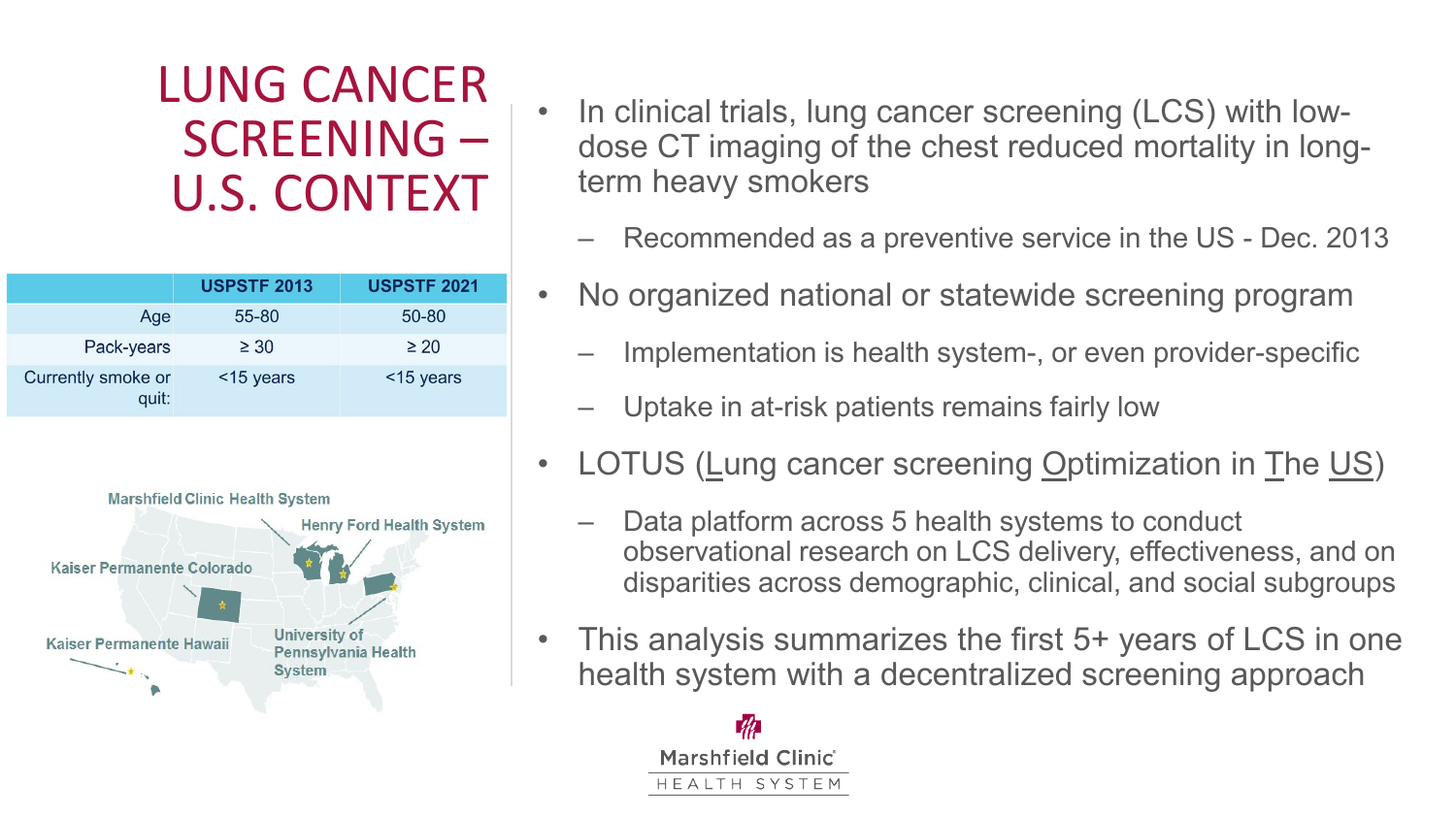# LUNG CANCER SCREENING – U.S. CONTEXT

| | USPSTF 2013 | USPSTF 2021 |
|---|---|---|
| Age | 55-80 | 50-80 |
| Pack-years | ≥ 30 | ≥ 20 |
| Currently smoke or quit: | <15 years | <15 years |

Marshfield Clinic Health System

Henry Ford Health System

Kaiser Permanente Colorado

Kaiser Permanente Hawaii

University of Pennsylvania Health System

- In clinical trials, lung cancer screening (LCS) with low-dose CT imaging of the chest reduced mortality in long-term heavy smokers
  - Recommended as a preventive service in the US - Dec. 2013
- No organized national or statewide screening program
  - Implementation is health system-, or even provider-specific
  - Uptake in at-risk patients remains fairly low
- LOTUS (Lung cancer screening Optimization in The US)
  - Data platform across 5 health systems to conduct observational research on LCS delivery, effectiveness, and on disparities across demographic, clinical, and social subgroups
- This analysis summarizes the first 5+ years of LCS in one health system with a decentralized screening approach

Marshfield Clinic® HEALTH SYSTEM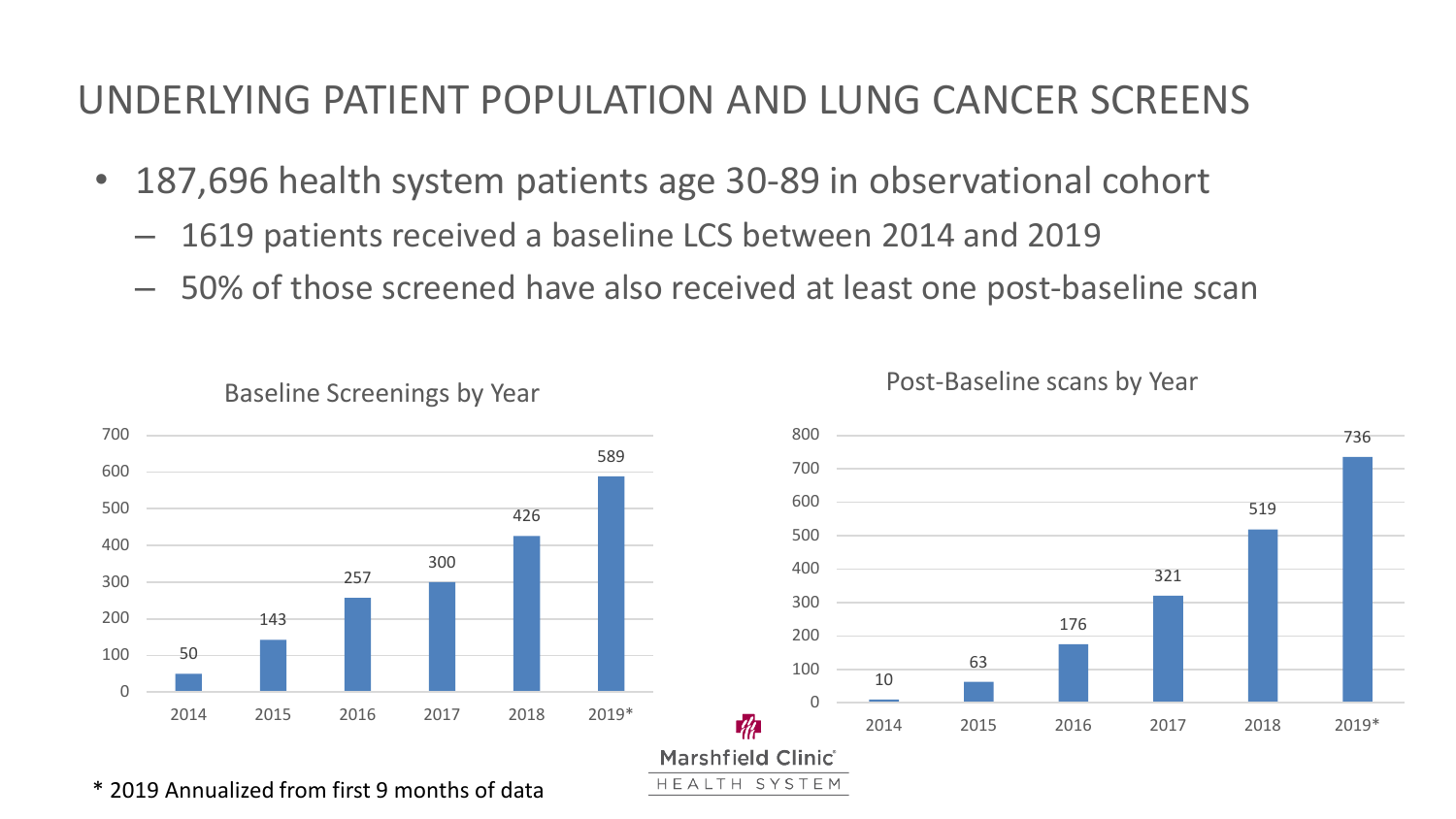# UNDERLYING PATIENT POPULATION AND LUNG CANCER SCREENS

- 187,696 health system patients age 30-89 in observational cohort
  - 1619 patients received a baseline LCS between 2014 and 2019
  - 50% of those screened have also received at least one post-baseline scan

**Baseline Screenings by Year**

| Year | Baseline Screenings |
|---|---|
| 2014 | 50 |
| 2015 | 143 |
| 2016 | 257 |
| 2017 | 300 |
| 2018 | 426 |
| 2019* | 589 |

**Post-Baseline scans by Year**

| Year | Post-Baseline scans |
|---|---|
| 2014 | 10 |
| 2015 | 63 |
| 2016 | 176 |
| 2017 | 321 |
| 2018 | 519 |
| 2019* | 736 |

\* 2019 Annualized from first 9 months of data

Marshfield Clinic HEALTH SYSTEM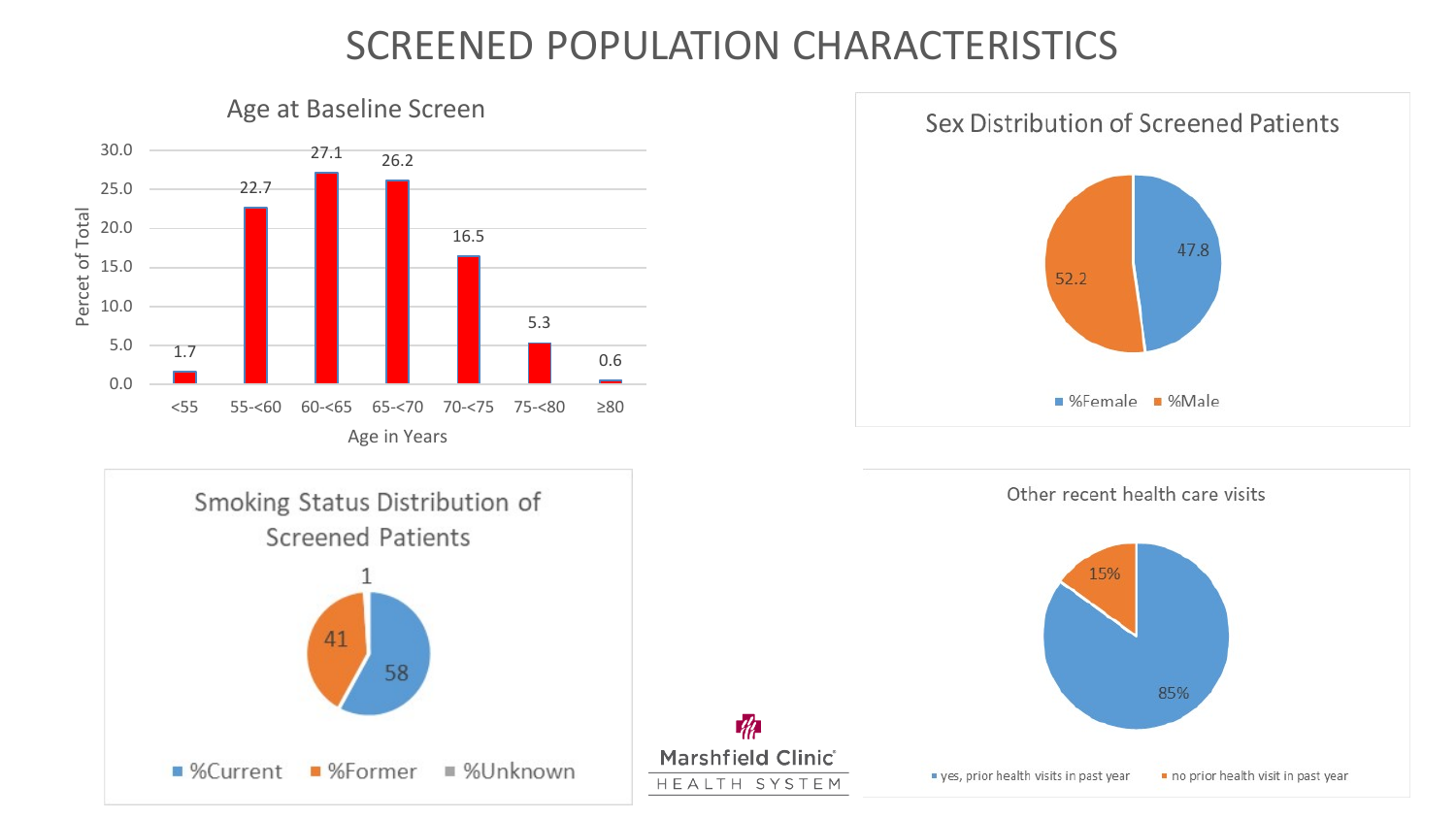# SCREENED POPULATION CHARACTERISTICS

## Age at Baseline Screen

| Age in Years | Percet of Total |
|---|---|
| <55 | 1.7 |
| 55-<60 | 22.7 |
| 60-<65 | 27.1 |
| 65-<70 | 26.2 |
| 70-<75 | 16.5 |
| 75-<80 | 5.3 |
| ≥80 | 0.6 |

## Sex Distribution of Screened Patients

| | |
|---|---|
| %Female | 47.8 |
| %Male | 52.2 |

## Smoking Status Distribution of Screened Patients

| | |
|---|---|
| %Current | 58 |
| %Former | 41 |
| %Unknown | 1 |

## Other recent health care visits

| | |
|---|---|
| yes, prior health visits in past year | 85% |
| no prior health visit in past year | 15% |

Marshfield Clinic® HEALTH SYSTEM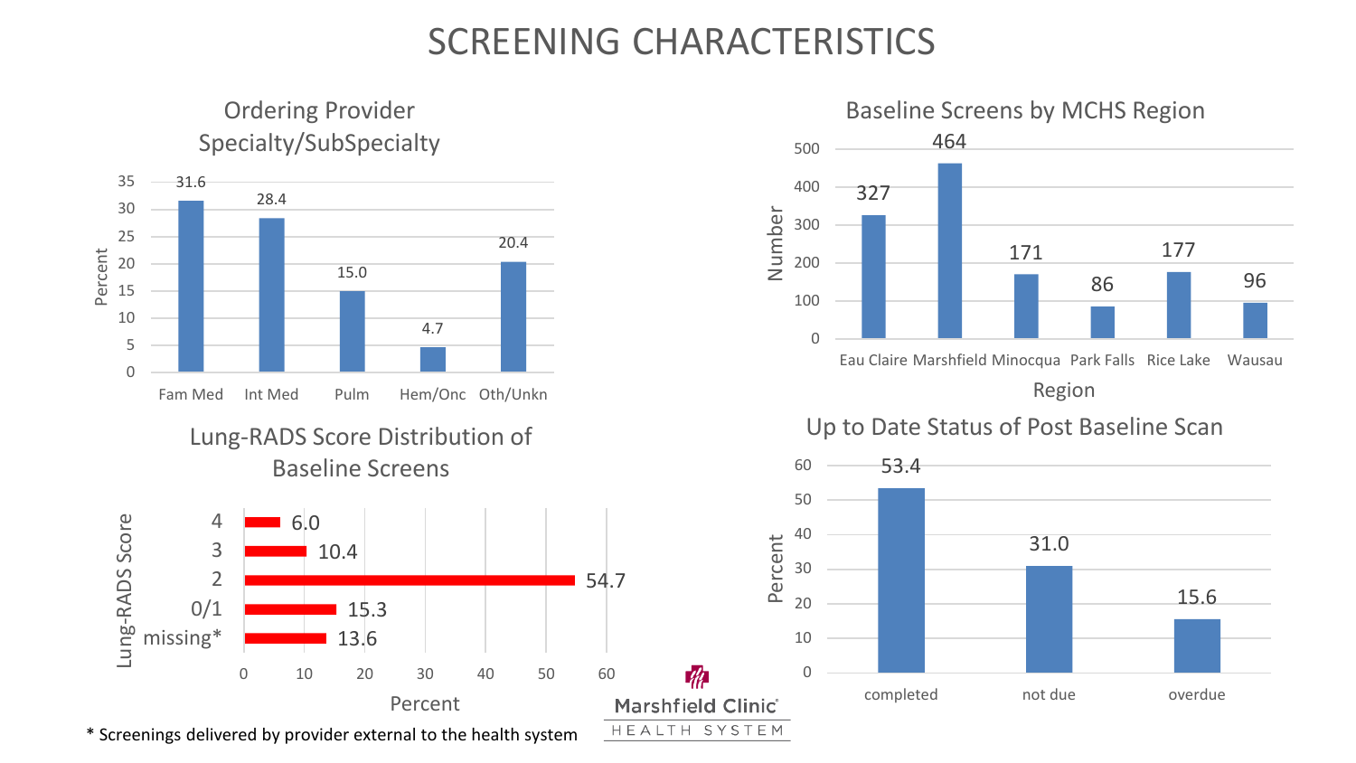# SCREENING CHARACTERISTICS

## Ordering Provider Specialty/SubSpecialty

| Specialty | Percent |
|---|---|
| Fam Med | 31.6 |
| Int Med | 28.4 |
| Pulm | 15.0 |
| Hem/Onc | 4.7 |
| Oth/Unkn | 20.4 |

## Baseline Screens by MCHS Region

| Region | Number |
|---|---|
| Eau Claire | 327 |
| Marshfield | 464 |
| Minocqua | 171 |
| Park Falls | 86 |
| Rice Lake | 177 |
| Wausau | 96 |

## Lung-RADS Score Distribution of Baseline Screens

| Lung-RADS Score | Percent |
|---|---|
| 4 | 6.0 |
| 3 | 10.4 |
| 2 | 54.7 |
| 0/1 | 15.3 |
| missing* | 13.6 |

\* Screenings delivered by provider external to the health system

## Up to Date Status of Post Baseline Scan

| Status | Percent |
|---|---|
| completed | 53.4 |
| not due | 31.0 |
| overdue | 15.6 |

Marshfield Clinic HEALTH SYSTEM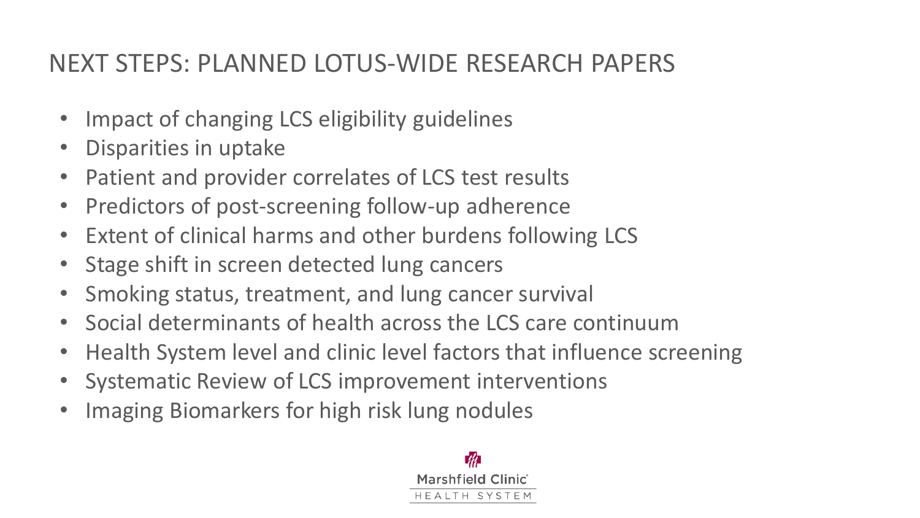# NEXT STEPS: PLANNED LOTUS-WIDE RESEARCH PAPERS

- Impact of changing LCS eligibility guidelines
- Disparities in uptake
- Patient and provider correlates of LCS test results
- Predictors of post-screening follow-up adherence
- Extent of clinical harms and other burdens following LCS
- Stage shift in screen detected lung cancers
- Smoking status, treatment, and lung cancer survival
- Social determinants of health across the LCS care continuum
- Health System level and clinic level factors that influence screening
- Systematic Review of LCS improvement interventions
- Imaging Biomarkers for high risk lung nodules

Marshfield Clinic HEALTH SYSTEM